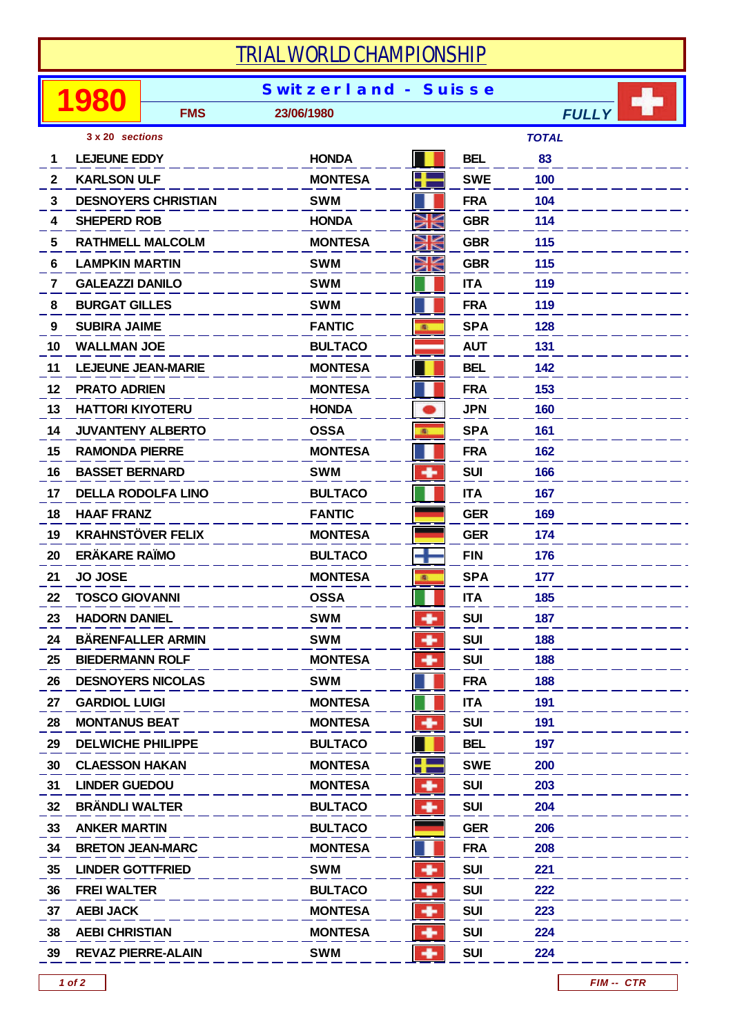# TRIAL WORLD CHAMPIONSHIP

**1980** — **Switzerland - Suisse**

FMS — 23/06/1980 — *FULLY*

*3 x 20 sections*

| | | | | *TOTAL* |
|---|---|---|---|---|
| 1 | LEJEUNE EDDY | HONDA | BEL | 83 |
| 2 | KARLSON ULF | MONTESA | SWE | 100 |
| 3 | DESNOYERS CHRISTIAN | SWM | FRA | 104 |
| 4 | SHEPERD ROB | HONDA | GBR | 114 |
| 5 | RATHMELL MALCOLM | MONTESA | GBR | 115 |
| 6 | LAMPKIN MARTIN | SWM | GBR | 115 |
| 7 | GALEAZZI DANILO | SWM | ITA | 119 |
| 8 | BURGAT GILLES | SWM | FRA | 119 |
| 9 | SUBIRA JAIME | FANTIC | SPA | 128 |
| 10 | WALLMAN JOE | BULTACO | AUT | 131 |
| 11 | LEJEUNE JEAN-MARIE | MONTESA | BEL | 142 |
| 12 | PRATO ADRIEN | MONTESA | FRA | 153 |
| 13 | HATTORI KIYOTERU | HONDA | JPN | 160 |
| 14 | JUVANTENY ALBERTO | OSSA | SPA | 161 |
| 15 | RAMONDA PIERRE | MONTESA | FRA | 162 |
| 16 | BASSET BERNARD | SWM | SUI | 166 |
| 17 | DELLA RODOLFA LINO | BULTACO | ITA | 167 |
| 18 | HAAF FRANZ | FANTIC | GER | 169 |
| 19 | KRAHNSTÖVER FELIX | MONTESA | GER | 174 |
| 20 | ERÄKARE RAÏMO | BULTACO | FIN | 176 |
| 21 | JO JOSE | MONTESA | SPA | 177 |
| 22 | TOSCO GIOVANNI | OSSA | ITA | 185 |
| 23 | HADORN DANIEL | SWM | SUI | 187 |
| 24 | BÄRENFALLER ARMIN | SWM | SUI | 188 |
| 25 | BIEDERMANN ROLF | MONTESA | SUI | 188 |
| 26 | DESNOYERS NICOLAS | SWM | FRA | 188 |
| 27 | GARDIOL LUIGI | MONTESA | ITA | 191 |
| 28 | MONTANUS BEAT | MONTESA | SUI | 191 |
| 29 | DELWICHE PHILIPPE | BULTACO | BEL | 197 |
| 30 | CLAESSON HAKAN | MONTESA | SWE | 200 |
| 31 | LINDER GUEDOU | MONTESA | SUI | 203 |
| 32 | BRÄNDLI WALTER | BULTACO | SUI | 204 |
| 33 | ANKER MARTIN | BULTACO | GER | 206 |
| 34 | BRETON JEAN-MARC | MONTESA | FRA | 208 |
| 35 | LINDER GOTTFRIED | SWM | SUI | 221 |
| 36 | FREI WALTER | BULTACO | SUI | 222 |
| 37 | AEBI JACK | MONTESA | SUI | 223 |
| 38 | AEBI CHRISTIAN | MONTESA | SUI | 224 |
| 39 | REVAZ PIERRE-ALAIN | SWM | SUI | 224 |

*FIM -- CTR*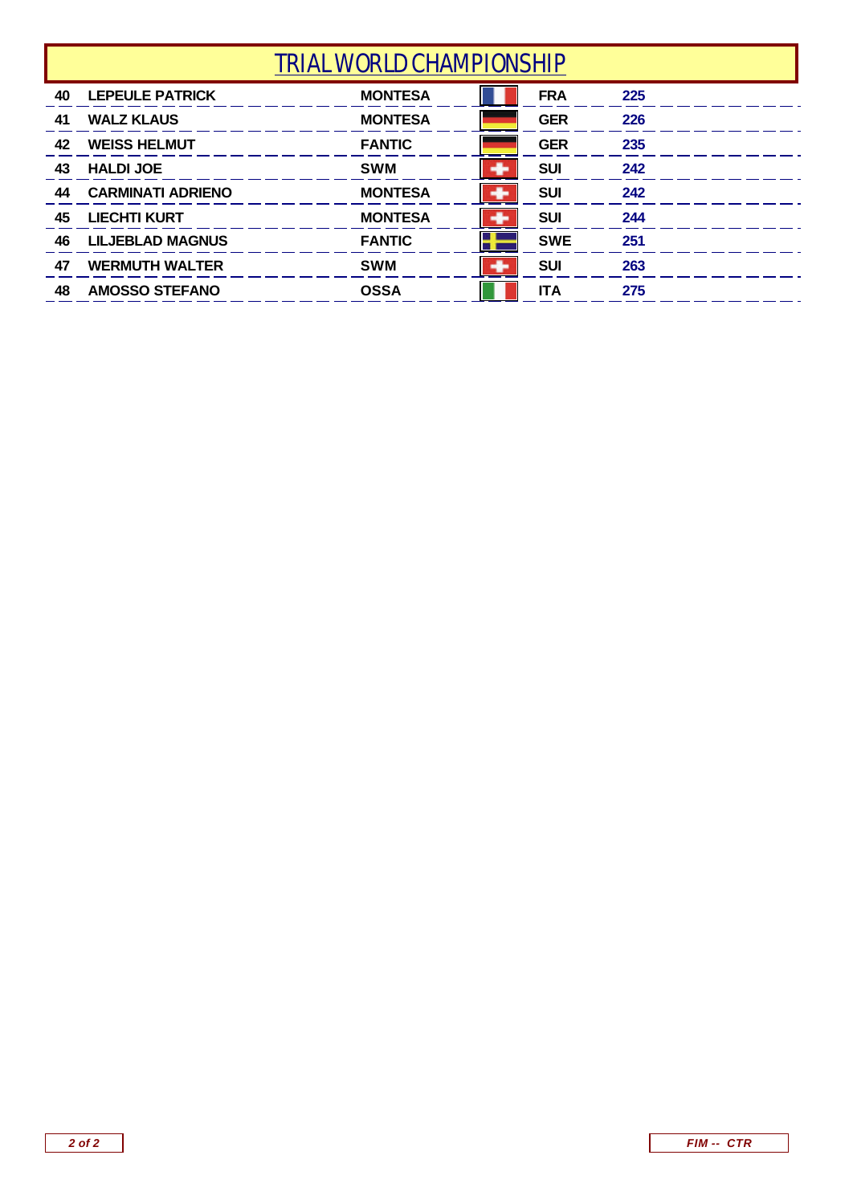# TRIAL WORLD CHAMPIONSHIP

| | | | | |
|---|---|---|---|---|
| 40 | LEPEULE PATRICK | MONTESA | FRA | 225 |
| 41 | WALZ KLAUS | MONTESA | GER | 226 |
| 42 | WEISS HELMUT | FANTIC | GER | 235 |
| 43 | HALDI JOE | SWM | SUI | 242 |
| 44 | CARMINATI ADRIENO | MONTESA | SUI | 242 |
| 45 | LIECHTI KURT | MONTESA | SUI | 244 |
| 46 | LILJEBLAD MAGNUS | FANTIC | SWE | 251 |
| 47 | WERMUTH WALTER | SWM | SUI | 263 |
| 48 | AMOSSO STEFANO | OSSA | ITA | 275 |